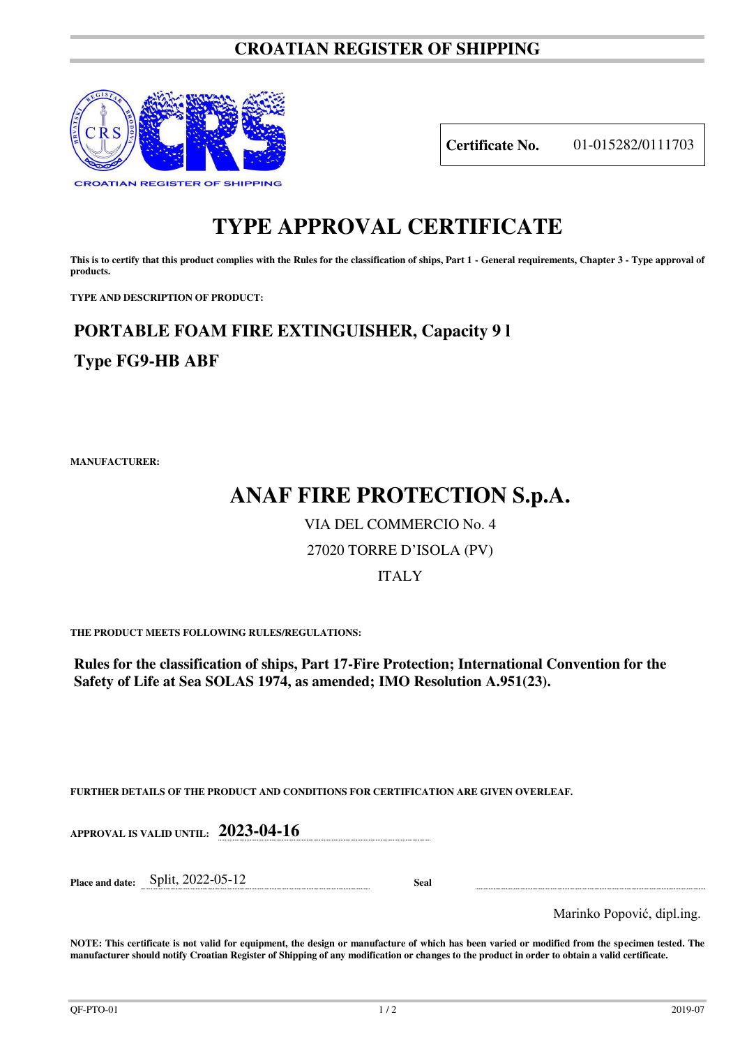# CROATIAN REGISTER OF SHIPPING

CROATIAN REGISTER OF SHIPPING

| **Certificate No.** | 01-015282/0111703 |
|---|---|

# TYPE APPROVAL CERTIFICATE

**This is to certify that this product complies with the Rules for the classification of ships, Part 1 - General requirements, Chapter 3 - Type approval of products.**

**TYPE AND DESCRIPTION OF PRODUCT:**

## PORTABLE FOAM FIRE EXTINGUISHER, Capacity 9 l

## Type FG9-HB ABF

**MANUFACTURER:**

## ANAF FIRE PROTECTION S.p.A.

VIA DEL COMMERCIO No. 4

27020 TORRE D'ISOLA (PV)

ITALY

**THE PRODUCT MEETS FOLLOWING RULES/REGULATIONS:**

**Rules for the classification of ships, Part 17-Fire Protection; International Convention for the Safety of Life at Sea SOLAS 1974, as amended; IMO Resolution A.951(23).**

**FURTHER DETAILS OF THE PRODUCT AND CONDITIONS FOR CERTIFICATION ARE GIVEN OVERLEAF.**

**APPROVAL IS VALID UNTIL:** **2023-04-16**

**Place and date:** Split, 2022-05-12 **Seal**

Marinko Popović, dipl.ing.

**NOTE: This certificate is not valid for equipment, the design or manufacture of which has been varied or modified from the specimen tested. The manufacturer should notify Croatian Register of Shipping of any modification or changes to the product in order to obtain a valid certificate.**

QF-PTO-01 2019-07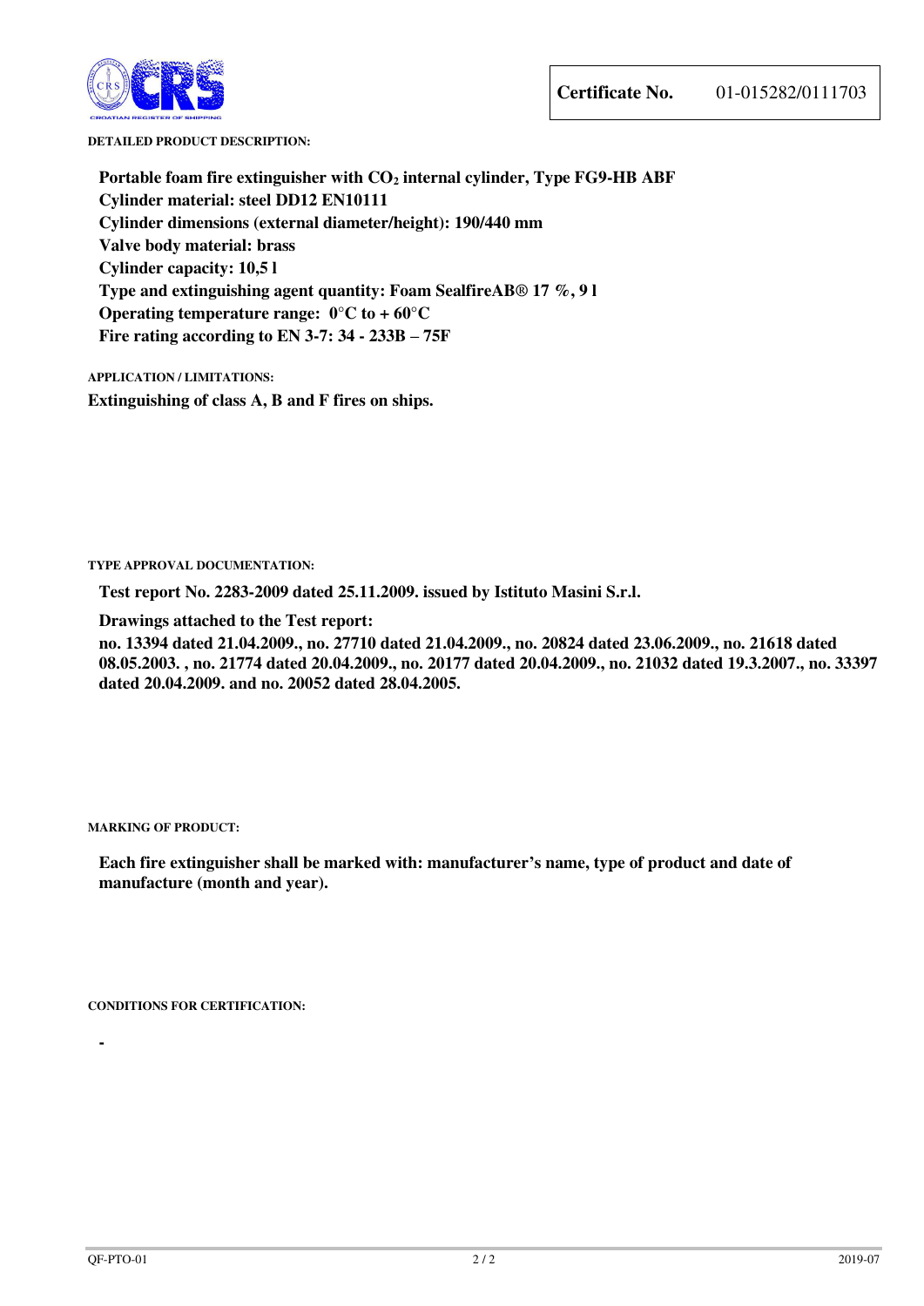**Certificate No.** 01-015282/0111703

DETAILED PRODUCT DESCRIPTION:

**Portable foam fire extinguisher with $CO_2$ internal cylinder, Type FG9-HB ABF**
**Cylinder material: steel DD12 EN10111**
**Cylinder dimensions (external diameter/height): 190/440 mm**
**Valve body material: brass**
**Cylinder capacity: 10,5 l**
**Type and extinguishing agent quantity: Foam SealfireAB® 17 %, 9 l**
**Operating temperature range: 0°C to + 60°C**
**Fire rating according to EN 3-7: 34 - 233B – 75F**

APPLICATION / LIMITATIONS:

**Extinguishing of class A, B and F fires on ships.**

TYPE APPROVAL DOCUMENTATION:

**Test report No. 2283-2009 dated 25.11.2009. issued by Istituto Masini S.r.l.**

**Drawings attached to the Test report:**
**no. 13394 dated 21.04.2009., no. 27710 dated 21.04.2009., no. 20824 dated 23.06.2009., no. 21618 dated 08.05.2003. , no. 21774 dated 20.04.2009., no. 20177 dated 20.04.2009., no. 21032 dated 19.3.2007., no. 33397 dated 20.04.2009. and no. 20052 dated 28.04.2005.**

MARKING OF PRODUCT:

**Each fire extinguisher shall be marked with: manufacturer's name, type of product and date of manufacture (month and year).**

CONDITIONS FOR CERTIFICATION:

-